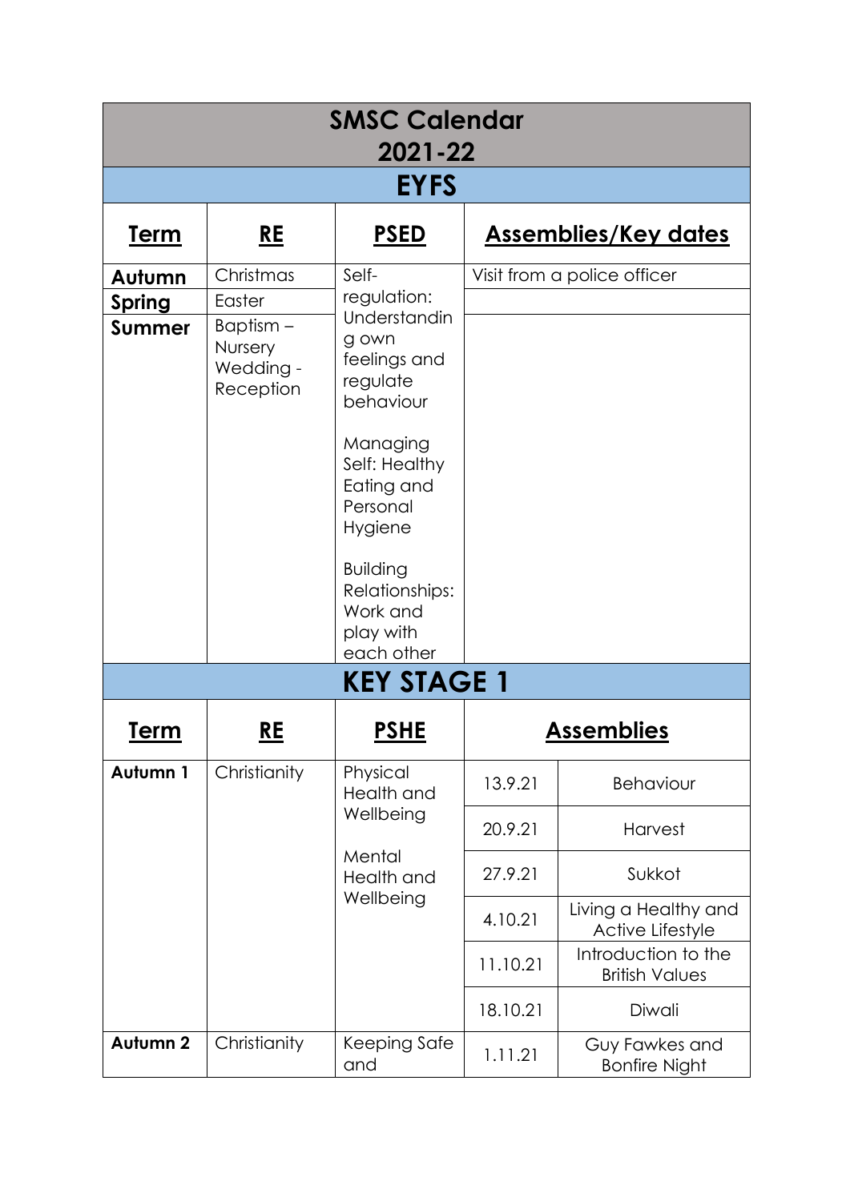# SMSC Calendar 2021-22

## EYFS

| Term | RE | PSED | Assemblies/Key dates |
|---|---|---|---|
| **Autumn** | Christmas | Self-regulation: Understanding own feelings and regulate behaviour<br><br>Managing Self: Healthy Eating and Personal Hygiene<br><br>Building Relationships: Work and play with each other | Visit from a police officer |
| **Spring** | Easter | | |
| **Summer** | Baptism – Nursery<br>Wedding - Reception | | |

## KEY STAGE 1

| Term | RE | PSHE | Assemblies | |
|---|---|---|---|---|
| **Autumn 1** | Christianity | Physical Health and Wellbeing<br><br>Mental Health and Wellbeing | 13.9.21 | Behaviour |
| | | | 20.9.21 | Harvest |
| | | | 27.9.21 | Sukkot |
| | | | 4.10.21 | Living a Healthy and Active Lifestyle |
| | | | 11.10.21 | Introduction to the British Values |
| | | | 18.10.21 | Diwali |
| **Autumn 2** | Christianity | Keeping Safe and | 1.11.21 | Guy Fawkes and Bonfire Night |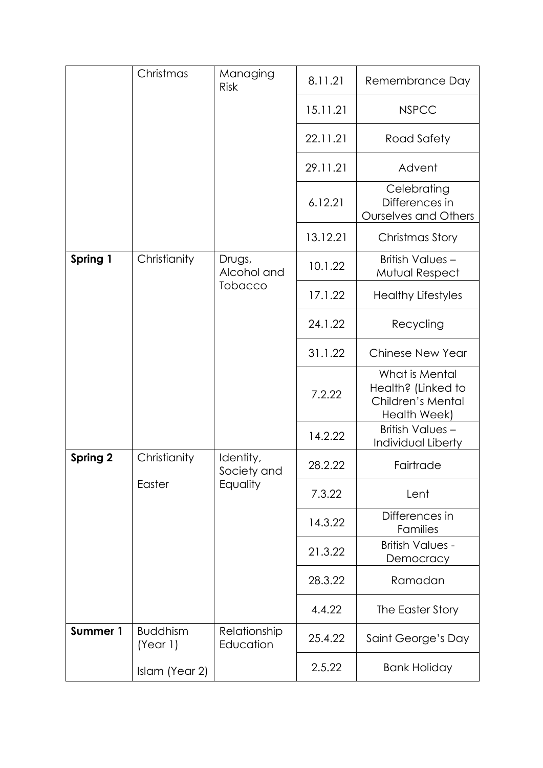| | Christmas | Managing Risk | 8.11.21 | Remembrance Day |
|---|---|---|---|---|
| | | | 15.11.21 | NSPCC |
| | | | 22.11.21 | Road Safety |
| | | | 29.11.21 | Advent |
| | | | 6.12.21 | Celebrating Differences in Ourselves and Others |
| | | | 13.12.21 | Christmas Story |
| **Spring 1** | Christianity | Drugs, Alcohol and Tobacco | 10.1.22 | British Values – Mutual Respect |
| | | | 17.1.22 | Healthy Lifestyles |
| | | | 24.1.22 | Recycling |
| | | | 31.1.22 | Chinese New Year |
| | | | 7.2.22 | What is Mental Health? (Linked to Children's Mental Health Week) |
| | | | 14.2.22 | British Values – Individual Liberty |
| **Spring 2** | Christianity Easter | Identity, Society and Equality | 28.2.22 | Fairtrade |
| | | | 7.3.22 | Lent |
| | | | 14.3.22 | Differences in Families |
| | | | 21.3.22 | British Values - Democracy |
| | | | 28.3.22 | Ramadan |
| | | | 4.4.22 | The Easter Story |
| **Summer 1** | Buddhism (Year 1) Islam (Year 2) | Relationship Education | 25.4.22 | Saint George's Day |
| | | | 2.5.22 | Bank Holiday |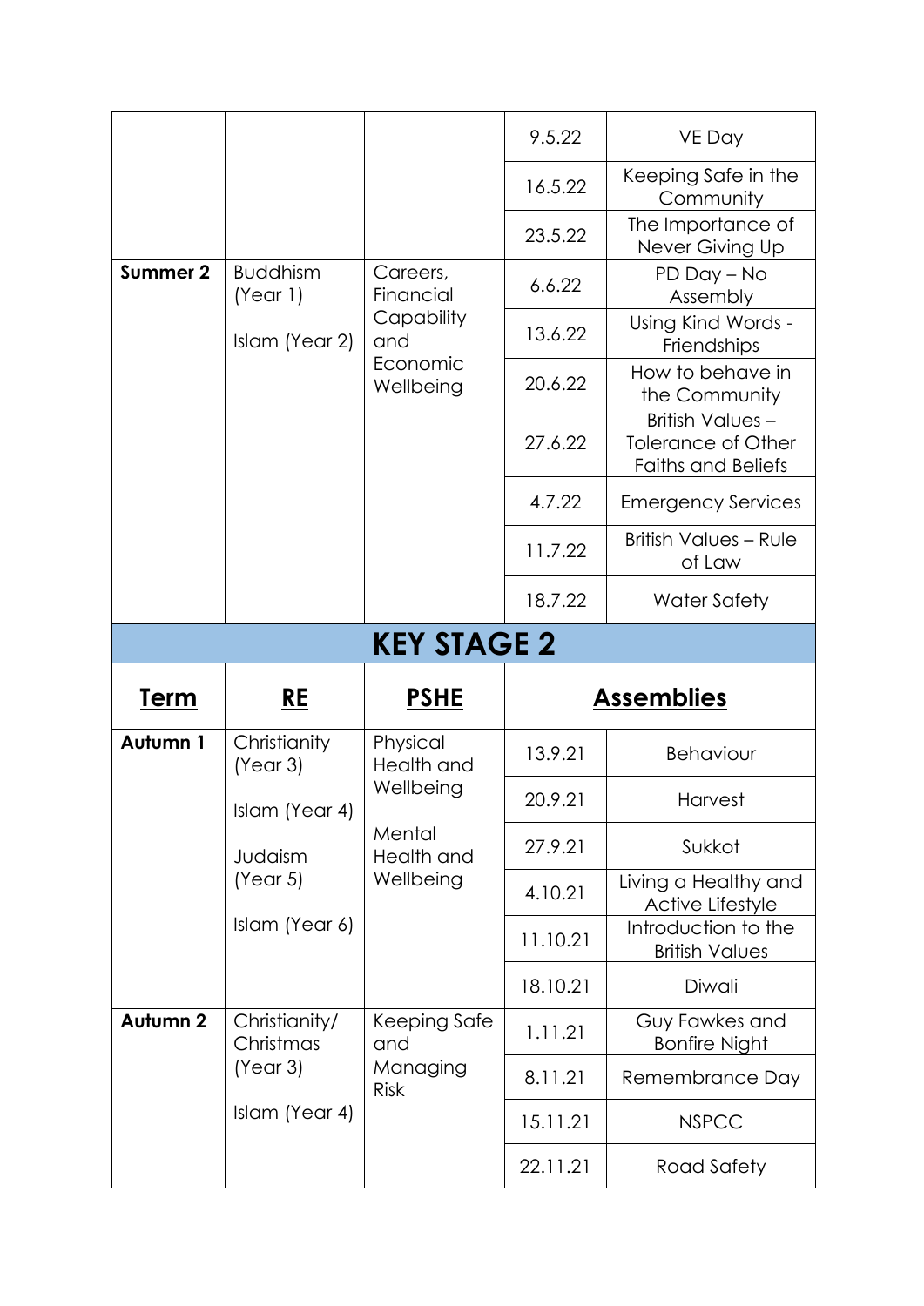| | | | | |
|---|---|---|---|---|
| | | | 9.5.22 | VE Day |
| | | | 16.5.22 | Keeping Safe in the Community |
| | | | 23.5.22 | The Importance of Never Giving Up |
| **Summer 2** | Buddhism (Year 1)<br><br>Islam (Year 2) | Careers, Financial Capability and Economic Wellbeing | 6.6.22 | PD Day – No Assembly |
| | | | 13.6.22 | Using Kind Words - Friendships |
| | | | 20.6.22 | How to behave in the Community |
| | | | 27.6.22 | British Values – Tolerance of Other Faiths and Beliefs |
| | | | 4.7.22 | Emergency Services |
| | | | 11.7.22 | British Values – Rule of Law |
| | | | 18.7.22 | Water Safety |

## KEY STAGE 2

| **Term** | **RE** | **PSHE** | **Assemblies** | |
|---|---|---|---|---|
| **Autumn 1** | Christianity (Year 3)<br><br>Islam (Year 4)<br><br>Judaism (Year 5)<br><br>Islam (Year 6) | Physical Health and Wellbeing<br><br>Mental Health and Wellbeing | 13.9.21 | Behaviour |
| | | | 20.9.21 | Harvest |
| | | | 27.9.21 | Sukkot |
| | | | 4.10.21 | Living a Healthy and Active Lifestyle |
| | | | 11.10.21 | Introduction to the British Values |
| | | | 18.10.21 | Diwali |
| **Autumn 2** | Christianity/ Christmas (Year 3)<br><br>Islam (Year 4) | Keeping Safe and Managing Risk | 1.11.21 | Guy Fawkes and Bonfire Night |
| | | | 8.11.21 | Remembrance Day |
| | | | 15.11.21 | NSPCC |
| | | | 22.11.21 | Road Safety |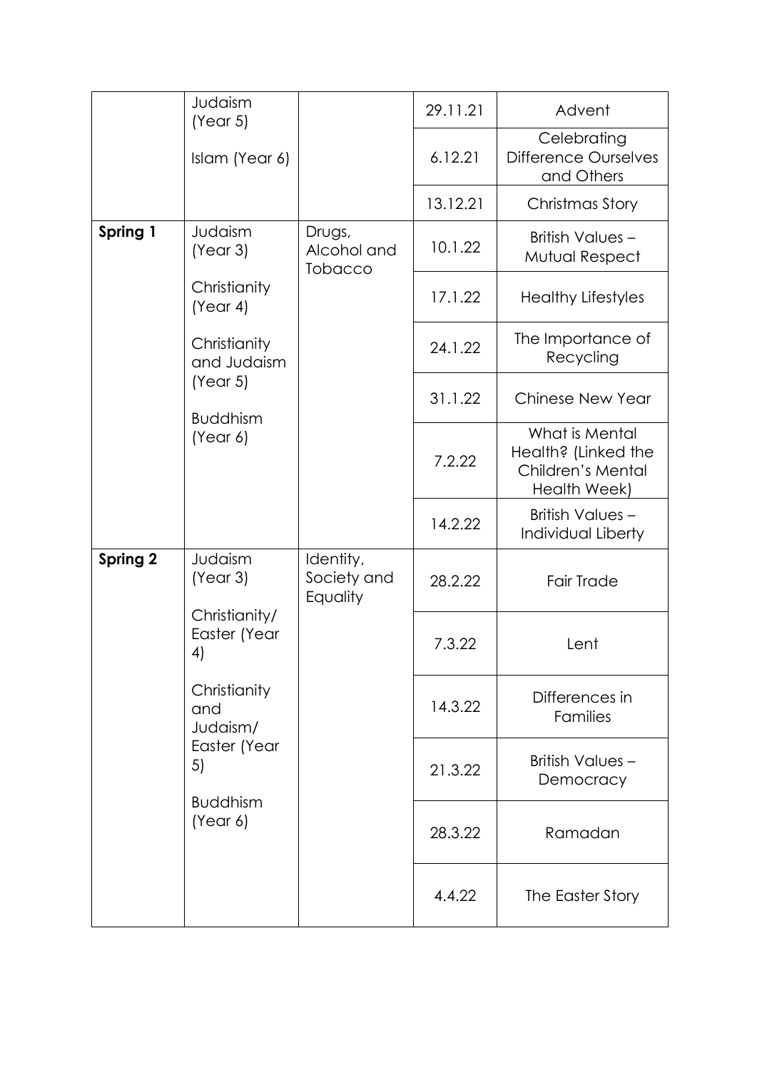| | | | | |
|---|---|---|---|---|
| | Judaism (Year 5)<br><br>Islam (Year 6) | | 29.11.21 | Advent |
| | | | 6.12.21 | Celebrating Difference Ourselves and Others |
| | | | 13.12.21 | Christmas Story |
| **Spring 1** | Judaism (Year 3)<br><br>Christianity (Year 4)<br><br>Christianity and Judaism (Year 5)<br><br>Buddhism (Year 6) | Drugs, Alcohol and Tobacco | 10.1.22 | British Values – Mutual Respect |
| | | | 17.1.22 | Healthy Lifestyles |
| | | | 24.1.22 | The Importance of Recycling |
| | | | 31.1.22 | Chinese New Year |
| | | | 7.2.22 | What is Mental Health? (Linked the Children's Mental Health Week) |
| | | | 14.2.22 | British Values – Individual Liberty |
| **Spring 2** | Judaism (Year 3)<br><br>Christianity/ Easter (Year 4)<br><br>Christianity and Judaism/ Easter (Year 5)<br><br>Buddhism (Year 6) | Identity, Society and Equality | 28.2.22 | Fair Trade |
| | | | 7.3.22 | Lent |
| | | | 14.3.22 | Differences in Families |
| | | | 21.3.22 | British Values – Democracy |
| | | | 28.3.22 | Ramadan |
| | | | 4.4.22 | The Easter Story |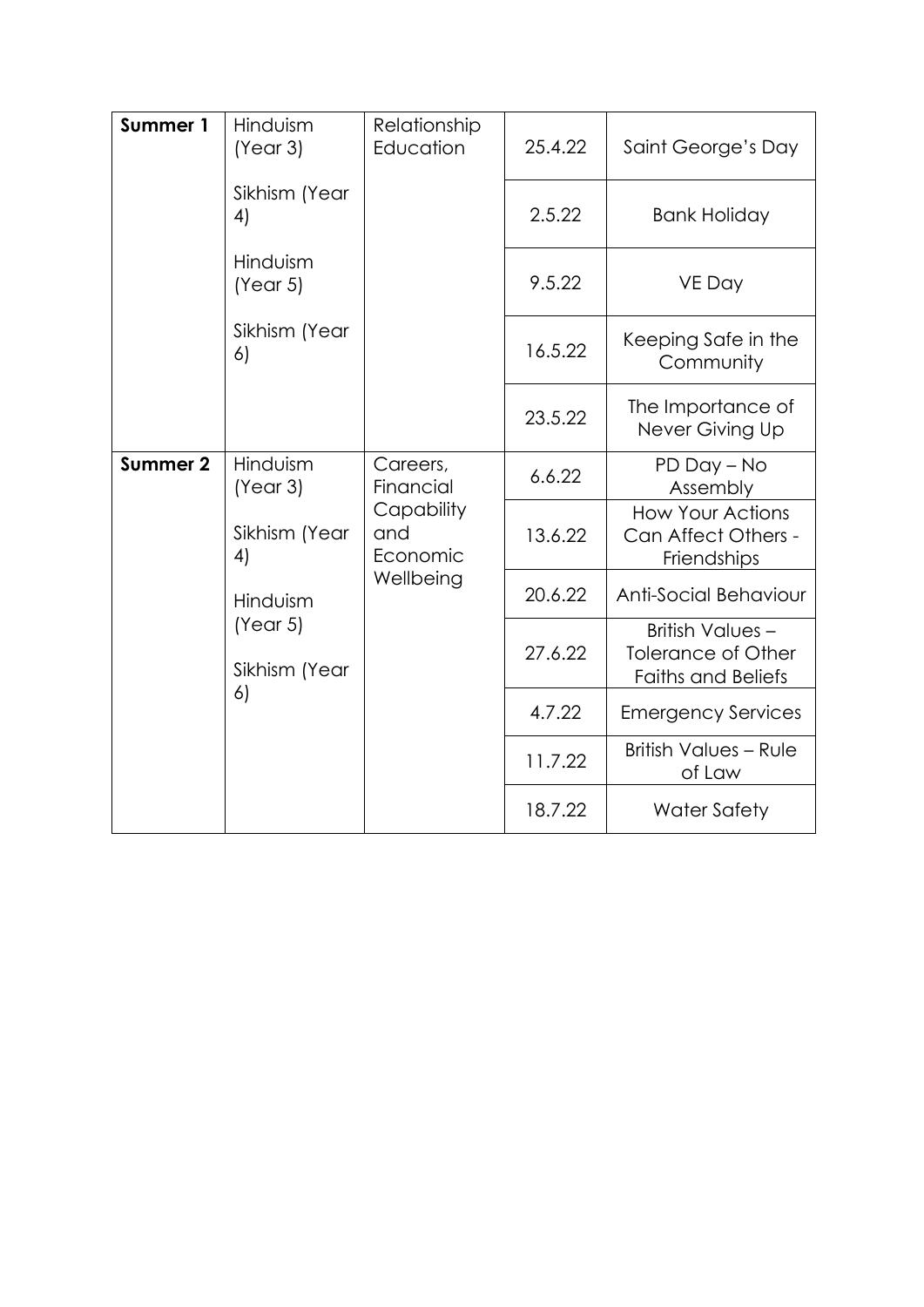| | | | | |
|---|---|---|---|---|
| **Summer 1** | Hinduism (Year 3)<br><br>Sikhism (Year 4)<br><br>Hinduism (Year 5)<br><br>Sikhism (Year 6) | Relationship Education | 25.4.22 | Saint George's Day |
| | | | 2.5.22 | Bank Holiday |
| | | | 9.5.22 | VE Day |
| | | | 16.5.22 | Keeping Safe in the Community |
| | | | 23.5.22 | The Importance of Never Giving Up |
| **Summer 2** | Hinduism (Year 3)<br><br>Sikhism (Year 4)<br><br>Hinduism (Year 5)<br><br>Sikhism (Year 6) | Careers, Financial Capability and Economic Wellbeing | 6.6.22 | PD Day – No Assembly |
| | | | 13.6.22 | How Your Actions Can Affect Others - Friendships |
| | | | 20.6.22 | Anti-Social Behaviour |
| | | | 27.6.22 | British Values – Tolerance of Other Faiths and Beliefs |
| | | | 4.7.22 | Emergency Services |
| | | | 11.7.22 | British Values – Rule of Law |
| | | | 18.7.22 | Water Safety |